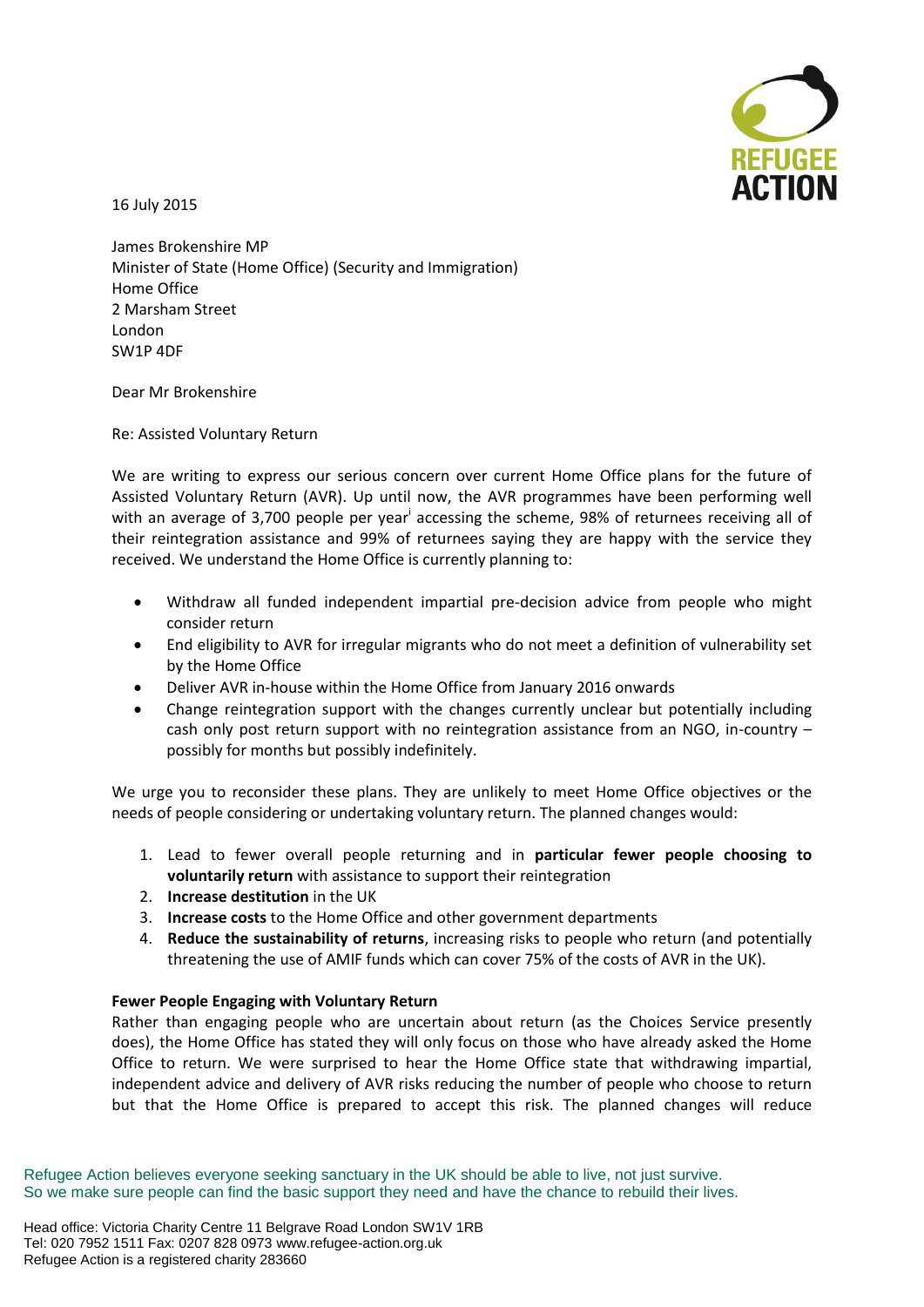16 July 2015

James Brokenshire MP
Minister of State (Home Office) (Security and Immigration)
Home Office
2 Marsham Street
London
SW1P 4DF

Dear Mr Brokenshire

Re: Assisted Voluntary Return

We are writing to express our serious concern over current Home Office plans for the future of Assisted Voluntary Return (AVR). Up until now, the AVR programmes have been performing well with an average of 3,700 people per year[i] accessing the scheme, 98% of returnees receiving all of their reintegration assistance and 99% of returnees saying they are happy with the service they received. We understand the Home Office is currently planning to:

- Withdraw all funded independent impartial pre-decision advice from people who might consider return
- End eligibility to AVR for irregular migrants who do not meet a definition of vulnerability set by the Home Office
- Deliver AVR in-house within the Home Office from January 2016 onwards
- Change reintegration support with the changes currently unclear but potentially including cash only post return support with no reintegration assistance from an NGO, in-country – possibly for months but possibly indefinitely.

We urge you to reconsider these plans. They are unlikely to meet Home Office objectives or the needs of people considering or undertaking voluntary return. The planned changes would:

1. Lead to fewer overall people returning and in **particular fewer people choosing to voluntarily return** with assistance to support their reintegration
2. **Increase destitution** in the UK
3. **Increase costs** to the Home Office and other government departments
4. **Reduce the sustainability of returns**, increasing risks to people who return (and potentially threatening the use of AMIF funds which can cover 75% of the costs of AVR in the UK).

**Fewer People Engaging with Voluntary Return**

Rather than engaging people who are uncertain about return (as the Choices Service presently does), the Home Office has stated they will only focus on those who have already asked the Home Office to return. We were surprised to hear the Home Office state that withdrawing impartial, independent advice and delivery of AVR risks reducing the number of people who choose to return but that the Home Office is prepared to accept this risk. The planned changes will reduce

Refugee Action believes everyone seeking sanctuary in the UK should be able to live, not just survive.
So we make sure people can find the basic support they need and have the chance to rebuild their lives.

Head office: Victoria Charity Centre 11 Belgrave Road London SW1V 1RB
Tel: 020 7952 1511 Fax: 0207 828 0973 www.refugee-action.org.uk
Refugee Action is a registered charity 283660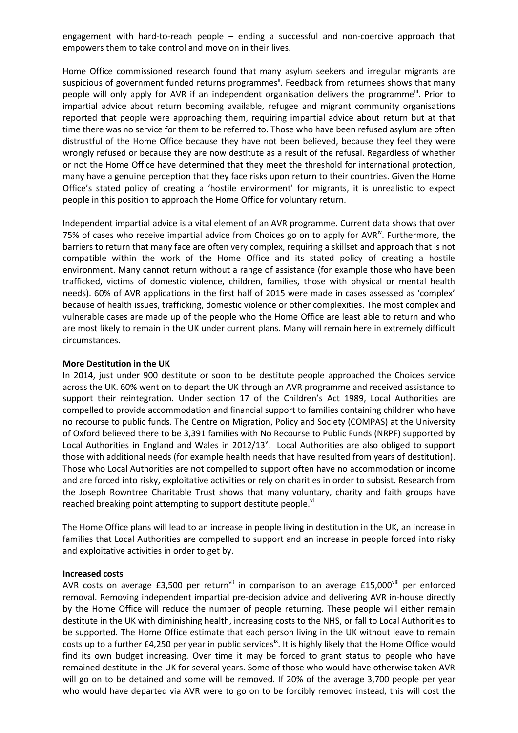engagement with hard-to-reach people – ending a successful and non-coercive approach that empowers them to take control and move on in their lives.

Home Office commissioned research found that many asylum seekers and irregular migrants are suspicious of government funded returns programmes[ii]. Feedback from returnees shows that many people will only apply for AVR if an independent organisation delivers the programme[iii]. Prior to impartial advice about return becoming available, refugee and migrant community organisations reported that people were approaching them, requiring impartial advice about return but at that time there was no service for them to be referred to. Those who have been refused asylum are often distrustful of the Home Office because they have not been believed, because they feel they were wrongly refused or because they are now destitute as a result of the refusal. Regardless of whether or not the Home Office have determined that they meet the threshold for international protection, many have a genuine perception that they face risks upon return to their countries. Given the Home Office's stated policy of creating a 'hostile environment' for migrants, it is unrealistic to expect people in this position to approach the Home Office for voluntary return.

Independent impartial advice is a vital element of an AVR programme. Current data shows that over 75% of cases who receive impartial advice from Choices go on to apply for AVR[iv]. Furthermore, the barriers to return that many face are often very complex, requiring a skillset and approach that is not compatible within the work of the Home Office and its stated policy of creating a hostile environment. Many cannot return without a range of assistance (for example those who have been trafficked, victims of domestic violence, children, families, those with physical or mental health needs). 60% of AVR applications in the first half of 2015 were made in cases assessed as 'complex' because of health issues, trafficking, domestic violence or other complexities. The most complex and vulnerable cases are made up of the people who the Home Office are least able to return and who are most likely to remain in the UK under current plans. Many will remain here in extremely difficult circumstances.

**More Destitution in the UK**

In 2014, just under 900 destitute or soon to be destitute people approached the Choices service across the UK. 60% went on to depart the UK through an AVR programme and received assistance to support their reintegration. Under section 17 of the Children's Act 1989, Local Authorities are compelled to provide accommodation and financial support to families containing children who have no recourse to public funds. The Centre on Migration, Policy and Society (COMPAS) at the University of Oxford believed there to be 3,391 families with No Recourse to Public Funds (NRPF) supported by Local Authorities in England and Wales in 2012/13[v]. Local Authorities are also obliged to support those with additional needs (for example health needs that have resulted from years of destitution). Those who Local Authorities are not compelled to support often have no accommodation or income and are forced into risky, exploitative activities or rely on charities in order to subsist. Research from the Joseph Rowntree Charitable Trust shows that many voluntary, charity and faith groups have reached breaking point attempting to support destitute people.[vi]

The Home Office plans will lead to an increase in people living in destitution in the UK, an increase in families that Local Authorities are compelled to support and an increase in people forced into risky and exploitative activities in order to get by.

**Increased costs**

AVR costs on average £3,500 per return[vii] in comparison to an average £15,000[viii] per enforced removal. Removing independent impartial pre-decision advice and delivering AVR in-house directly by the Home Office will reduce the number of people returning. These people will either remain destitute in the UK with diminishing health, increasing costs to the NHS, or fall to Local Authorities to be supported. The Home Office estimate that each person living in the UK without leave to remain costs up to a further £4,250 per year in public services[ix]. It is highly likely that the Home Office would find its own budget increasing. Over time it may be forced to grant status to people who have remained destitute in the UK for several years. Some of those who would have otherwise taken AVR will go on to be detained and some will be removed. If 20% of the average 3,700 people per year who would have departed via AVR were to go on to be forcibly removed instead, this will cost the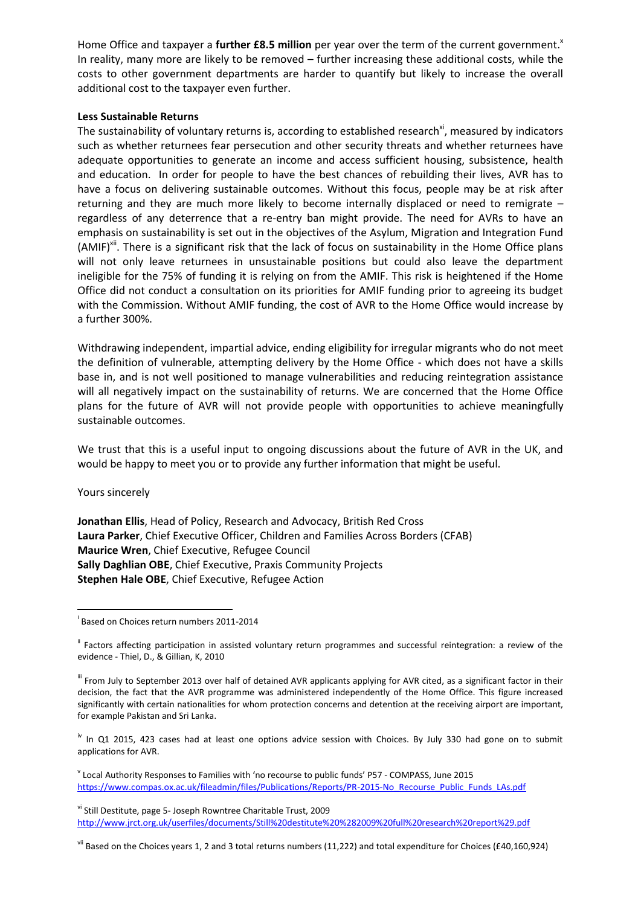Home Office and taxpayer a **further £8.5 million** per year over the term of the current government.[x] In reality, many more are likely to be removed – further increasing these additional costs, while the costs to other government departments are harder to quantify but likely to increase the overall additional cost to the taxpayer even further.

**Less Sustainable Returns**

The sustainability of voluntary returns is, according to established research[xi], measured by indicators such as whether returnees fear persecution and other security threats and whether returnees have adequate opportunities to generate an income and access sufficient housing, subsistence, health and education. In order for people to have the best chances of rebuilding their lives, AVR has to have a focus on delivering sustainable outcomes. Without this focus, people may be at risk after returning and they are much more likely to become internally displaced or need to remigrate – regardless of any deterrence that a re-entry ban might provide. The need for AVRs to have an emphasis on sustainability is set out in the objectives of the Asylum, Migration and Integration Fund (AMIF)[xii]. There is a significant risk that the lack of focus on sustainability in the Home Office plans will not only leave returnees in unsustainable positions but could also leave the department ineligible for the 75% of funding it is relying on from the AMIF. This risk is heightened if the Home Office did not conduct a consultation on its priorities for AMIF funding prior to agreeing its budget with the Commission. Without AMIF funding, the cost of AVR to the Home Office would increase by a further 300%.

Withdrawing independent, impartial advice, ending eligibility for irregular migrants who do not meet the definition of vulnerable, attempting delivery by the Home Office - which does not have a skills base in, and is not well positioned to manage vulnerabilities and reducing reintegration assistance will all negatively impact on the sustainability of returns. We are concerned that the Home Office plans for the future of AVR will not provide people with opportunities to achieve meaningfully sustainable outcomes.

We trust that this is a useful input to ongoing discussions about the future of AVR in the UK, and would be happy to meet you or to provide any further information that might be useful.

Yours sincerely

**Jonathan Ellis**, Head of Policy, Research and Advocacy, British Red Cross
**Laura Parker**, Chief Executive Officer, Children and Families Across Borders (CFAB)
**Maurice Wren**, Chief Executive, Refugee Council
**Sally Daghlian OBE**, Chief Executive, Praxis Community Projects
**Stephen Hale OBE**, Chief Executive, Refugee Action

---

[i] Based on Choices return numbers 2011-2014

[ii] Factors affecting participation in assisted voluntary return programmes and successful reintegration: a review of the evidence - Thiel, D., & Gillian, K, 2010

[iii] From July to September 2013 over half of detained AVR applicants applying for AVR cited, as a significant factor in their decision, the fact that the AVR programme was administered independently of the Home Office. This figure increased significantly with certain nationalities for whom protection concerns and detention at the receiving airport are important, for example Pakistan and Sri Lanka.

[iv] In Q1 2015, 423 cases had at least one options advice session with Choices. By July 330 had gone on to submit applications for AVR.

[v] Local Authority Responses to Families with 'no recourse to public funds' P57 - COMPASS, June 2015 https://www.compas.ox.ac.uk/fileadmin/files/Publications/Reports/PR-2015-No_Recourse_Public_Funds_LAs.pdf

[vi] Still Destitute, page 5- Joseph Rowntree Charitable Trust, 2009 http://www.jrct.org.uk/userfiles/documents/Still%20destitute%20%282009%20full%20research%20report%29.pdf

[vii] Based on the Choices years 1, 2 and 3 total returns numbers (11,222) and total expenditure for Choices (£40,160,924)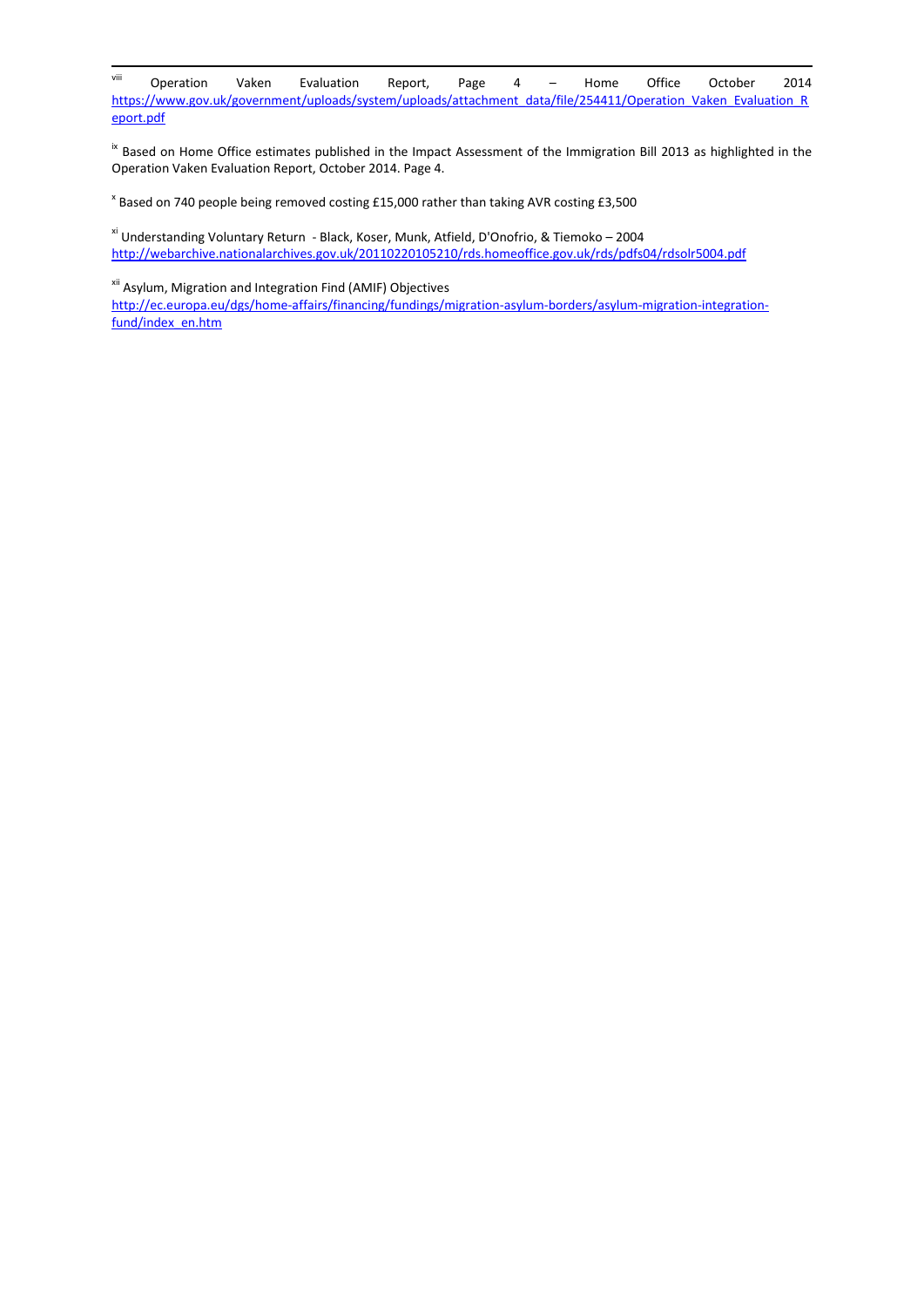[viii] Operation Vaken Evaluation Report, Page 4 – Home Office October 2014 https://www.gov.uk/government/uploads/system/uploads/attachment_data/file/254411/Operation_Vaken_Evaluation_Report.pdf

[ix] Based on Home Office estimates published in the Impact Assessment of the Immigration Bill 2013 as highlighted in the Operation Vaken Evaluation Report, October 2014. Page 4.

[x] Based on 740 people being removed costing £15,000 rather than taking AVR costing £3,500

[xi] Understanding Voluntary Return - Black, Koser, Munk, Atfield, D'Onofrio, & Tiemoko – 2004 http://webarchive.nationalarchives.gov.uk/20110220105210/rds.homeoffice.gov.uk/rds/pdfs04/rdsolr5004.pdf

[xii] Asylum, Migration and Integration Find (AMIF) Objectives http://ec.europa.eu/dgs/home-affairs/financing/fundings/migration-asylum-borders/asylum-migration-integration-fund/index_en.htm